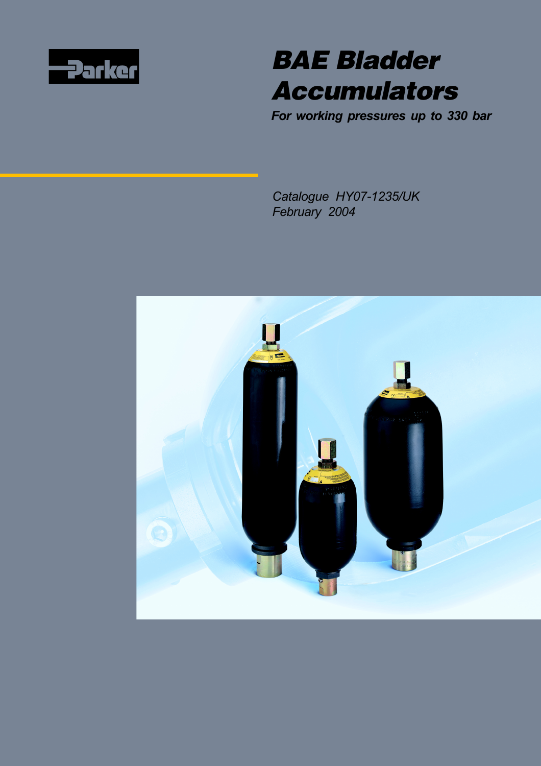Parker

# BAE Bladder Accumulators

***For working pressures up to 330 bar***

*Catalogue HY07-1235/UK*
*February 2004*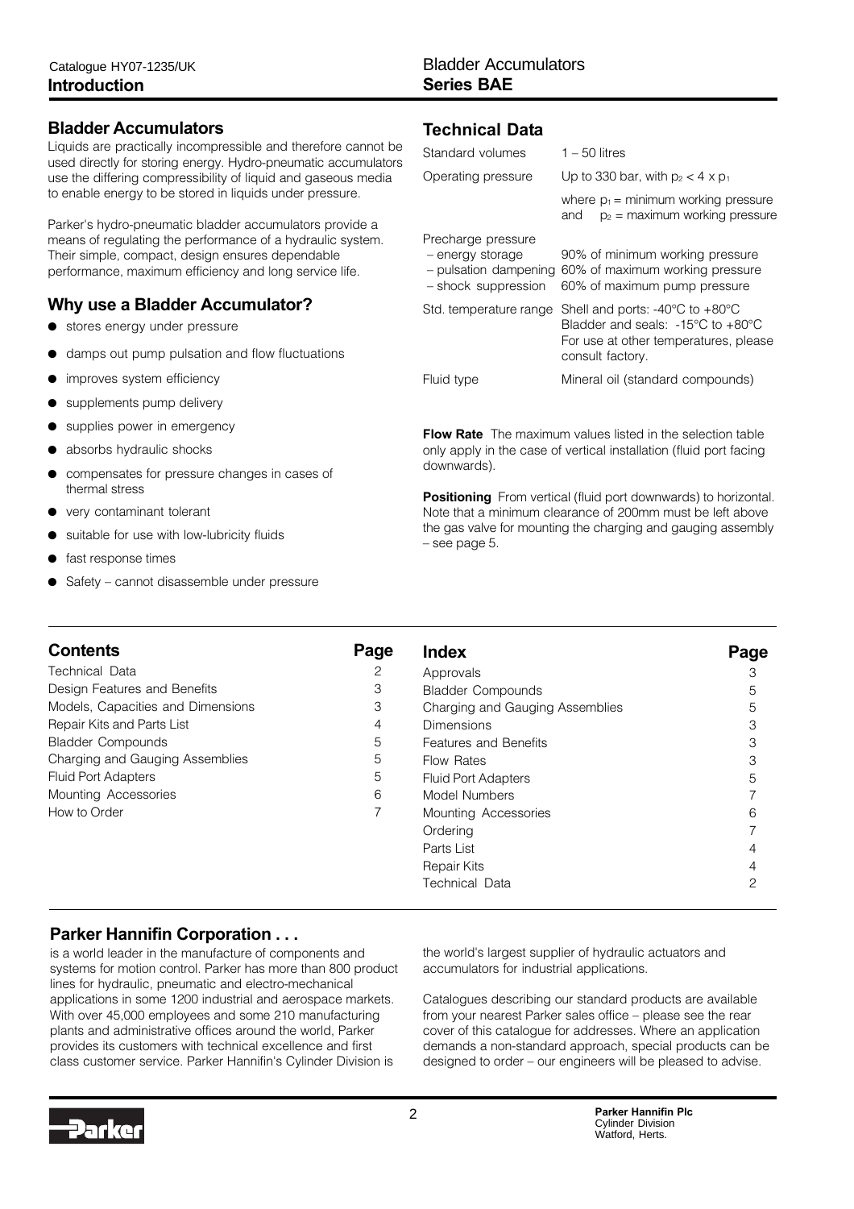## Bladder Accumulators

Liquids are practically incompressible and therefore cannot be used directly for storing energy. Hydro-pneumatic accumulators use the differing compressibility of liquid and gaseous media to enable energy to be stored in liquids under pressure.

Parker's hydro-pneumatic bladder accumulators provide a means of regulating the performance of a hydraulic system. Their simple, compact, design ensures dependable performance, maximum efficiency and long service life.

## Why use a Bladder Accumulator?

- stores energy under pressure
- damps out pump pulsation and flow fluctuations
- improves system efficiency
- supplements pump delivery
- supplies power in emergency
- absorbs hydraulic shocks
- compensates for pressure changes in cases of thermal stress
- very contaminant tolerant
- suitable for use with low-lubricity fluids
- fast response times
- Safety – cannot disassemble under pressure

## Technical Data

| | |
|---|---|
| Standard volumes | 1 – 50 litres |
| Operating pressure | Up to 330 bar, with $p_2 < 4 \times p_1$ where $p_1$ = minimum working pressure and $p_2$ = maximum working pressure |
| Precharge pressure | |
| – energy storage | 90% of minimum working pressure |
| – pulsation dampening | 60% of maximum working pressure |
| – shock suppression | 60% of maximum pump pressure |
| Std. temperature range | Shell and ports: -40°C to +80°C<br>Bladder and seals: -15°C to +80°C<br>For use at other temperatures, please consult factory. |
| Fluid type | Mineral oil (standard compounds) |

**Flow Rate** The maximum values listed in the selection table only apply in the case of vertical installation (fluid port facing downwards).

**Positioning** From vertical (fluid port downwards) to horizontal. Note that a minimum clearance of 200mm must be left above the gas valve for mounting the charging and gauging assembly – see page 5.

| Contents | Page |
|---|---|
| Technical Data | 2 |
| Design Features and Benefits | 3 |
| Models, Capacities and Dimensions | 3 |
| Repair Kits and Parts List | 4 |
| Bladder Compounds | 5 |
| Charging and Gauging Assemblies | 5 |
| Fluid Port Adapters | 5 |
| Mounting Accessories | 6 |
| How to Order | 7 |

| Index | Page |
|---|---|
| Approvals | 3 |
| Bladder Compounds | 5 |
| Charging and Gauging Assemblies | 5 |
| Dimensions | 3 |
| Features and Benefits | 3 |
| Flow Rates | 3 |
| Fluid Port Adapters | 5 |
| Model Numbers | 7 |
| Mounting Accessories | 6 |
| Ordering | 7 |
| Parts List | 4 |
| Repair Kits | 4 |
| Technical Data | 2 |

## Parker Hannifin Corporation . . .

is a world leader in the manufacture of components and systems for motion control. Parker has more than 800 product lines for hydraulic, pneumatic and electro-mechanical applications in some 1200 industrial and aerospace markets. With over 45,000 employees and some 210 manufacturing plants and administrative offices around the world, Parker provides its customers with technical excellence and first class customer service. Parker Hannifin's Cylinder Division is the world's largest supplier of hydraulic actuators and accumulators for industrial applications.

Catalogues describing our standard products are available from your nearest Parker sales office – please see the rear cover of this catalogue for addresses. Where an application demands a non-standard approach, special products can be designed to order – our engineers will be pleased to advise.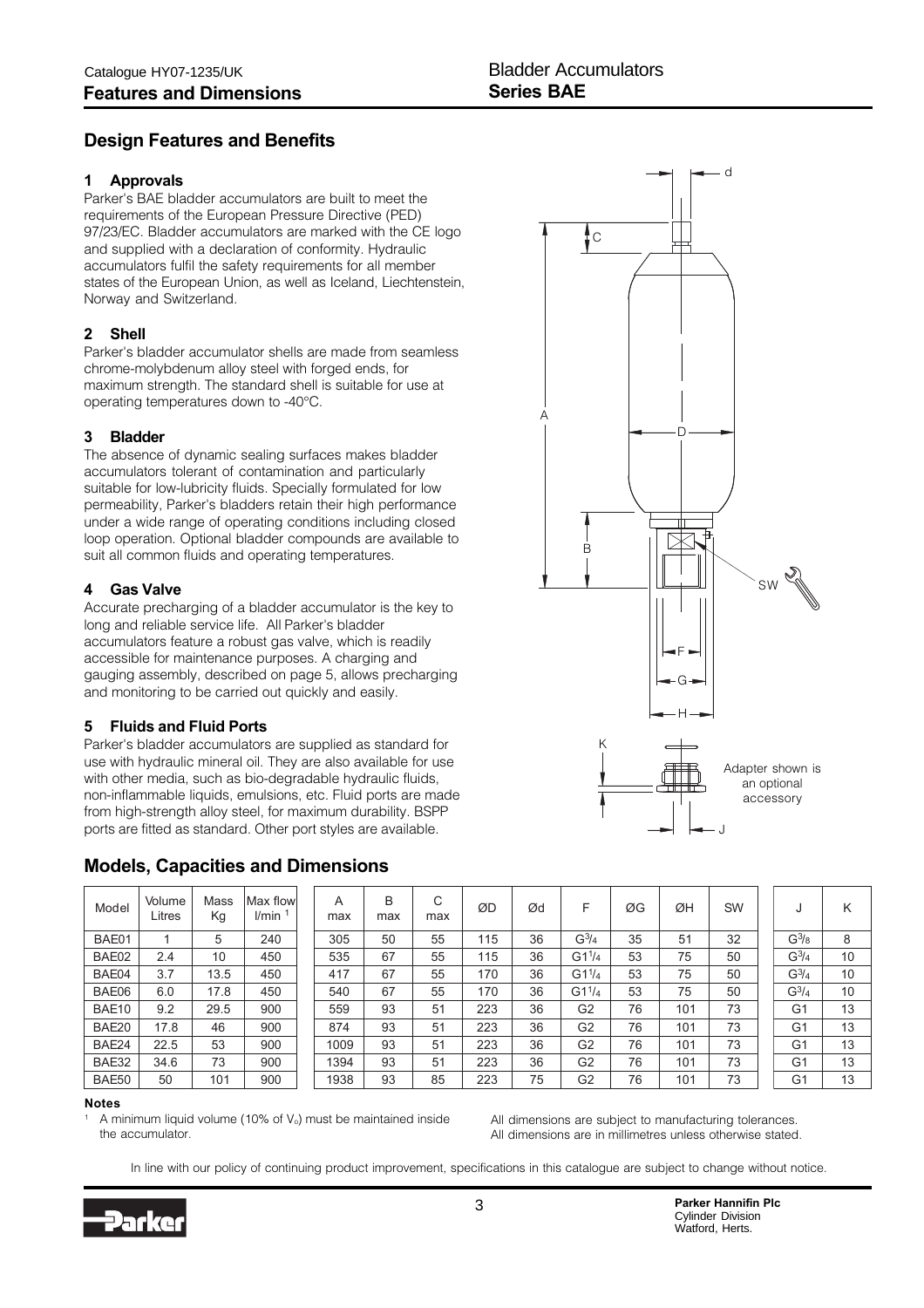## Design Features and Benefits

### 1 Approvals

Parker's BAE bladder accumulators are built to meet the requirements of the European Pressure Directive (PED) 97/23/EC. Bladder accumulators are marked with the CE logo and supplied with a declaration of conformity. Hydraulic accumulators fulfil the safety requirements for all member states of the European Union, as well as Iceland, Liechtenstein, Norway and Switzerland.

### 2 Shell

Parker's bladder accumulator shells are made from seamless chrome-molybdenum alloy steel with forged ends, for maximum strength. The standard shell is suitable for use at operating temperatures down to -40°C.

### 3 Bladder

The absence of dynamic sealing surfaces makes bladder accumulators tolerant of contamination and particularly suitable for low-lubricity fluids. Specially formulated for low permeability, Parker's bladders retain their high performance under a wide range of operating conditions including closed loop operation. Optional bladder compounds are available to suit all common fluids and operating temperatures.

### 4 Gas Valve

Accurate precharging of a bladder accumulator is the key to long and reliable service life. All Parker's bladder accumulators feature a robust gas valve, which is readily accessible for maintenance purposes. A charging and gauging assembly, described on page 5, allows precharging and monitoring to be carried out quickly and easily.

### 5 Fluids and Fluid Ports

Parker's bladder accumulators are supplied as standard for use with hydraulic mineral oil. They are also available for use with other media, such as bio-degradable hydraulic fluids, non-inflammable liquids, emulsions, etc. Fluid ports are made from high-strength alloy steel, for maximum durability. BSPP ports are fitted as standard. Other port styles are available.

Adapter shown is an optional accessory

## Models, Capacities and Dimensions

| Model | Volume Litres | Mass Kg | Max flow l/min [1] | A max | B max | C max | ØD | Ød | F | ØG | ØH | SW | J | K |
|---|---|---|---|---|---|---|---|---|---|---|---|---|---|---|
| BAE01 | 1 | 5 | 240 | 305 | 50 | 55 | 115 | 36 | G3/4 | 35 | 51 | 32 | G3/8 | 8 |
| BAE02 | 2.4 | 10 | 450 | 535 | 67 | 55 | 115 | 36 | G1 1/4 | 53 | 75 | 50 | G3/4 | 10 |
| BAE04 | 3.7 | 13.5 | 450 | 417 | 67 | 55 | 170 | 36 | G1 1/4 | 53 | 75 | 50 | G3/4 | 10 |
| BAE06 | 6.0 | 17.8 | 450 | 540 | 67 | 55 | 170 | 36 | G1 1/4 | 53 | 75 | 50 | G3/4 | 10 |
| BAE10 | 9.2 | 29.5 | 900 | 559 | 93 | 51 | 223 | 36 | G2 | 76 | 101 | 73 | G1 | 13 |
| BAE20 | 17.8 | 46 | 900 | 874 | 93 | 51 | 223 | 36 | G2 | 76 | 101 | 73 | G1 | 13 |
| BAE24 | 22.5 | 53 | 900 | 1009 | 93 | 51 | 223 | 36 | G2 | 76 | 101 | 73 | G1 | 13 |
| BAE32 | 34.6 | 73 | 900 | 1394 | 93 | 51 | 223 | 36 | G2 | 76 | 101 | 73 | G1 | 13 |
| BAE50 | 50 | 101 | 900 | 1938 | 93 | 85 | 223 | 75 | G2 | 76 | 101 | 73 | G1 | 13 |

**Notes**

[1] A minimum liquid volume (10% of $V_o$) must be maintained inside the accumulator.

All dimensions are subject to manufacturing tolerances.
All dimensions are in millimetres unless otherwise stated.

In line with our policy of continuing product improvement, specifications in this catalogue are subject to change without notice.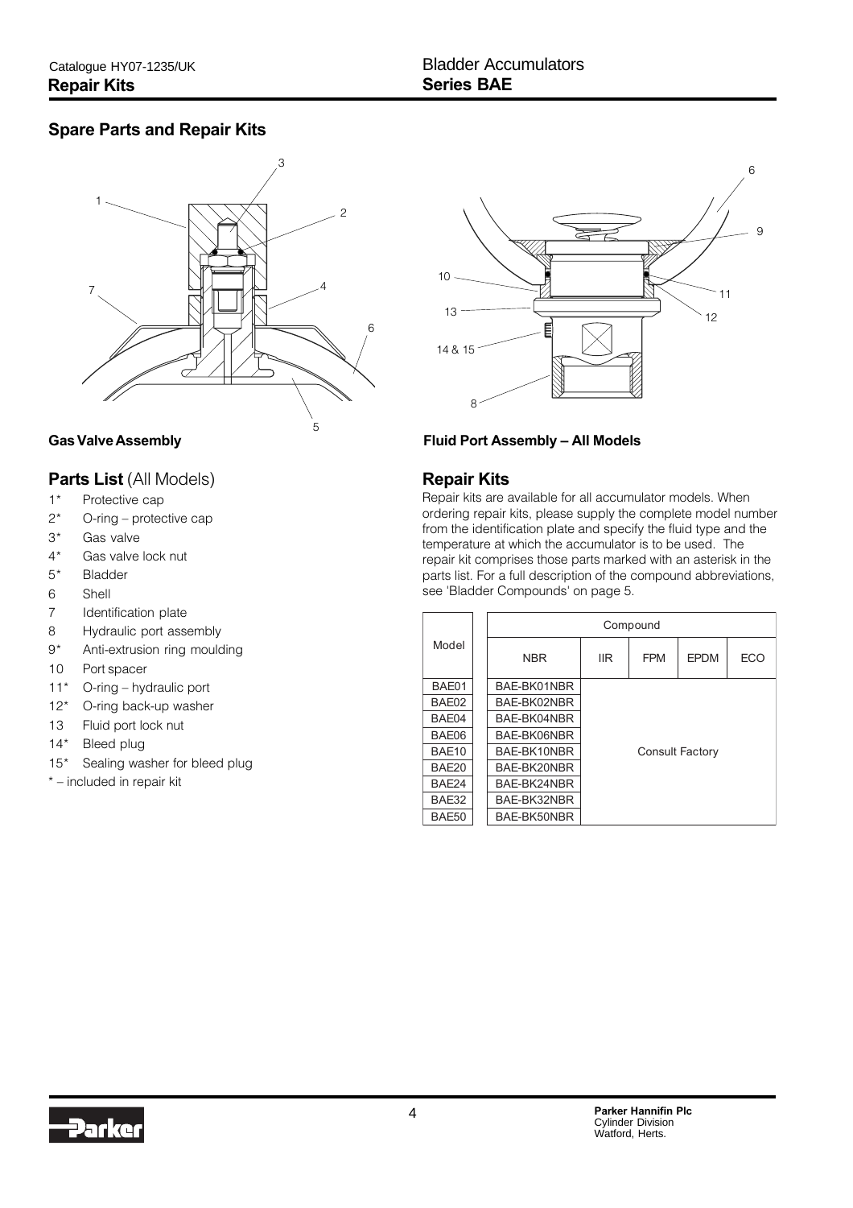## Spare Parts and Repair Kits

**Gas Valve Assembly**

**Fluid Port Assembly – All Models**

### Parts List (All Models)

- 1* Protective cap
- 2* O-ring – protective cap
- 3* Gas valve
- 4* Gas valve lock nut
- 5* Bladder
- 6 Shell
- 7 Identification plate
- 8 Hydraulic port assembly
- 9* Anti-extrusion ring moulding
- 10 Port spacer
- 11* O-ring – hydraulic port
- 12* O-ring back-up washer
- 13 Fluid port lock nut
- 14* Bleed plug
- 15* Sealing washer for bleed plug

* – included in repair kit

### Repair Kits

Repair kits are available for all accumulator models. When ordering repair kits, please supply the complete model number from the identification plate and specify the fluid type and the temperature at which the accumulator is to be used. The repair kit comprises those parts marked with an asterisk in the parts list. For a full description of the compound abbreviations, see 'Bladder Compounds' on page 5.

| Model | Compound | | | | |
|---|---|---|---|---|---|
| | NBR | IIR | FPM | EPDM | ECO |
| BAE01 | BAE-BK01NBR | Consult Factory | | | |
| BAE02 | BAE-BK02NBR | | | | |
| BAE04 | BAE-BK04NBR | | | | |
| BAE06 | BAE-BK06NBR | | | | |
| BAE10 | BAE-BK10NBR | | | | |
| BAE20 | BAE-BK20NBR | | | | |
| BAE24 | BAE-BK24NBR | | | | |
| BAE32 | BAE-BK32NBR | | | | |
| BAE50 | BAE-BK50NBR | | | | |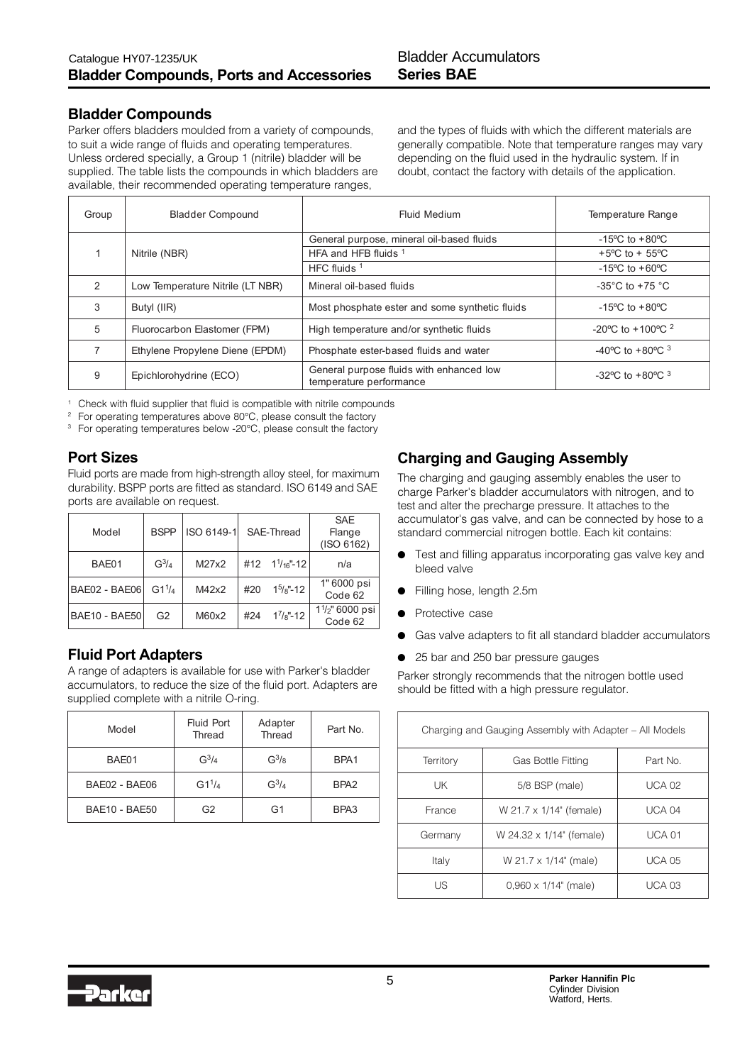## Bladder Compounds

Parker offers bladders moulded from a variety of compounds, to suit a wide range of fluids and operating temperatures. Unless ordered specially, a Group 1 (nitrile) bladder will be supplied. The table lists the compounds in which bladders are available, their recommended operating temperature ranges, and the types of fluids with which the different materials are generally compatible. Note that temperature ranges may vary depending on the fluid used in the hydraulic system. If in doubt, contact the factory with details of the application.

| Group | Bladder Compound | Fluid Medium | Temperature Range |
|---|---|---|---|
| 1 | Nitrile (NBR) | General purpose, mineral oil-based fluids | -15ºC to +80ºC |
| | | HFA and HFB fluids [1] | +5ºC to + 55ºC |
| | | HFC fluids [1] | -15ºC to +60ºC |
| 2 | Low Temperature Nitrile (LT NBR) | Mineral oil-based fluids | -35°C to +75 °C |
| 3 | Butyl (IIR) | Most phosphate ester and some synthetic fluids | -15ºC to +80ºC |
| 5 | Fluorocarbon Elastomer (FPM) | High temperature and/or synthetic fluids | -20ºC to +100ºC [2] |
| 7 | Ethylene Propylene Diene (EPDM) | Phosphate ester-based fluids and water | -40ºC to +80ºC [3] |
| 9 | Epichlorohydrine (ECO) | General purpose fluids with enhanced low temperature performance | -32ºC to +80ºC [3] |

[1] Check with fluid supplier that fluid is compatible with nitrile compounds
[2] For operating temperatures above 80°C, please consult the factory
[3] For operating temperatures below -20°C, please consult the factory

## Port Sizes

Fluid ports are made from high-strength alloy steel, for maximum durability. BSPP ports are fitted as standard. ISO 6149 and SAE ports are available on request.

| Model | BSPP | ISO 6149-1 | SAE-Thread | SAE Flange (ISO 6162) |
|---|---|---|---|---|
| BAE01 | G$^3/_4$ | M27x2 | #12 1$^1/_{16}$"-12 | n/a |
| BAE02 - BAE06 | G1$^1/_4$ | M42x2 | #20 1$^5/_8$"-12 | 1" 6000 psi Code 62 |
| BAE10 - BAE50 | G2 | M60x2 | #24 1$^7/_8$"-12 | 1$^1/_2$" 6000 psi Code 62 |

## Fluid Port Adapters

A range of adapters is available for use with Parker's bladder accumulators, to reduce the size of the fluid port. Adapters are supplied complete with a nitrile O-ring.

| Model | Fluid Port Thread | Adapter Thread | Part No. |
|---|---|---|---|
| BAE01 | G$^3/_4$ | G$^3/_8$ | BPA1 |
| BAE02 - BAE06 | G1$^1/_4$ | G$^3/_4$ | BPA2 |
| BAE10 - BAE50 | G2 | G1 | BPA3 |

## Charging and Gauging Assembly

The charging and gauging assembly enables the user to charge Parker's bladder accumulators with nitrogen, and to test and alter the precharge pressure. It attaches to the accumulator's gas valve, and can be connected by hose to a standard commercial nitrogen bottle. Each kit contains:

- Test and filling apparatus incorporating gas valve key and bleed valve
- Filling hose, length 2.5m
- Protective case
- Gas valve adapters to fit all standard bladder accumulators
- 25 bar and 250 bar pressure gauges

Parker strongly recommends that the nitrogen bottle used should be fitted with a high pressure regulator.

| Charging and Gauging Assembly with Adapter – All Models | | |
|---|---|---|
| Territory | Gas Bottle Fitting | Part No. |
| UK | 5/8 BSP (male) | UCA 02 |
| France | W 21.7 x 1/14" (female) | UCA 04 |
| Germany | W 24.32 x 1/14" (female) | UCA 01 |
| Italy | W 21.7 x 1/14" (male) | UCA 05 |
| US | 0,960 x 1/14" (male) | UCA 03 |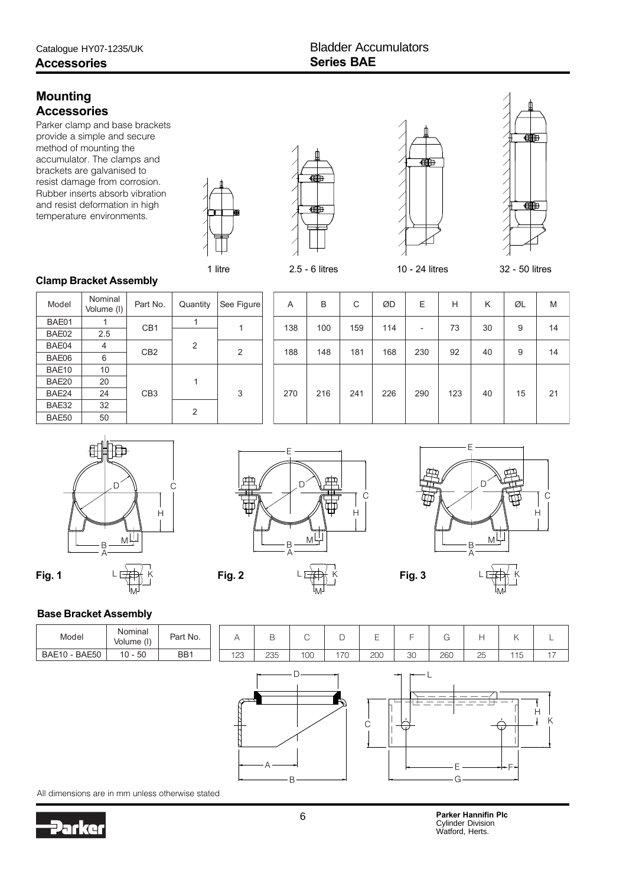# Mounting Accessories

Parker clamp and base brackets provide a simple and secure method of mounting the accumulator. The clamps and brackets are galvanised to resist damage from corrosion. Rubber inserts absorb vibration and resist deformation in high temperature environments.

1 litre | 2.5 - 6 litres | 10 - 24 litres | 32 - 50 litres

### Clamp Bracket Assembly

| Model | Nominal Volume (l) | Part No. | Quantity | See Figure | A | B | C | ØD | E | H | K | ØL | M |
|---|---|---|---|---|---|---|---|---|---|---|---|---|---|
| BAE01 | 1 | CB1 | 1 | 1 | 138 | 100 | 159 | 114 | - | 73 | 30 | 9 | 14 |
| BAE02 | 2.5 | | 2 | 2 | 188 | 148 | 181 | 168 | 230 | 92 | 40 | 9 | 14 |
| BAE04 | 4 | CB2 | | | | | | | | | | | |
| BAE06 | 6 | | | | | | | | | | | | |
| BAE10 | 10 | CB3 | 1 | 3 | 270 | 216 | 241 | 226 | 290 | 123 | 40 | 15 | 21 |
| BAE20 | 20 | | | | | | | | | | | | |
| BAE24 | 24 | | | | | | | | | | | | |
| BAE32 | 32 | | 2 | | | | | | | | | | |
| BAE50 | 50 | | | | | | | | | | | | |

**Fig. 1** **Fig. 2** **Fig. 3**

### Base Bracket Assembly

| Model | Nominal Volume (l) | Part No. | A | B | C | D | E | F | G | H | K | L |
|---|---|---|---|---|---|---|---|---|---|---|---|---|
| BAE10 - BAE50 | 10 - 50 | BB1 | 123 | 235 | 100 | 170 | 200 | 30 | 260 | 25 | 115 | 17 |

All dimensions are in mm unless otherwise stated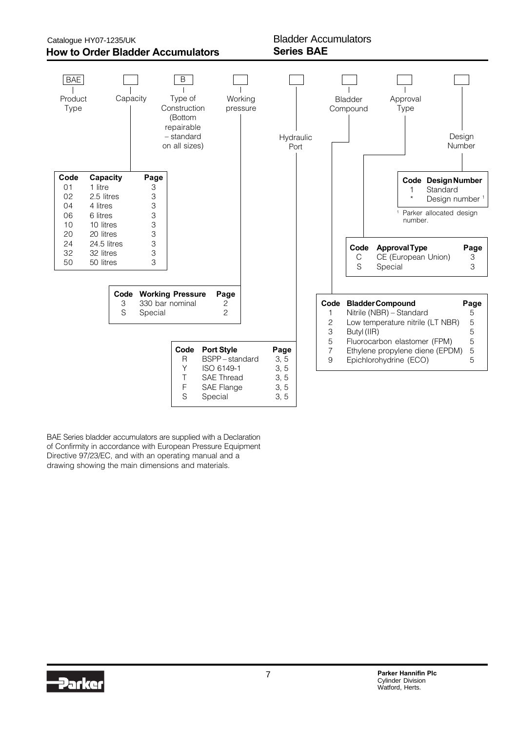## How to Order Bladder Accumulators

**Series BAE**

| BAE | | B | | | | | |
|---|---|---|---|---|---|---|---|
| Product Type | Capacity | Type of Construction (Bottom repairable – standard on all sizes) | Working pressure | Hydraulic Port | Bladder Compound | Approval Type | Design Number |

| Code | Capacity | Page |
|---|---|---|
| 01 | 1 litre | 3 |
| 02 | 2.5 litres | 3 |
| 04 | 4 litres | 3 |
| 06 | 6 litres | 3 |
| 10 | 10 litres | 3 |
| 20 | 20 litres | 3 |
| 24 | 24.5 litres | 3 |
| 32 | 32 litres | 3 |
| 50 | 50 litres | 3 |

| Code | Working Pressure | Page |
|---|---|---|
| 3 | 330 bar nominal | 2 |
| S | Special | 2 |

| Code | Port Style | Page |
|---|---|---|
| R | BSPP – standard | 3, 5 |
| Y | ISO 6149-1 | 3, 5 |
| T | SAE Thread | 3, 5 |
| F | SAE Flange | 3, 5 |
| S | Special | 3, 5 |

| Code | Bladder Compound | Page |
|---|---|---|
| 1 | Nitrile (NBR) – Standard | 5 |
| 2 | Low temperature nitrile (LT NBR) | 5 |
| 3 | Butyl (IIR) | 5 |
| 5 | Fluorocarbon elastomer (FPM) | 5 |
| 7 | Ethylene propylene diene (EPDM) | 5 |
| 9 | Epichlorohydrine (ECO) | 5 |

| Code | Approval Type | Page |
|---|---|---|
| C | CE (European Union) | 3 |
| S | Special | 3 |

| Code | Design Number |
|---|---|
| 1 | Standard |
| * | Design number [1] |

[1] Parker allocated design number.

BAE Series bladder accumulators are supplied with a Declaration of Confirmity in accordance with European Pressure Equipment Directive 97/23/EC, and with an operating manual and a drawing showing the main dimensions and materials.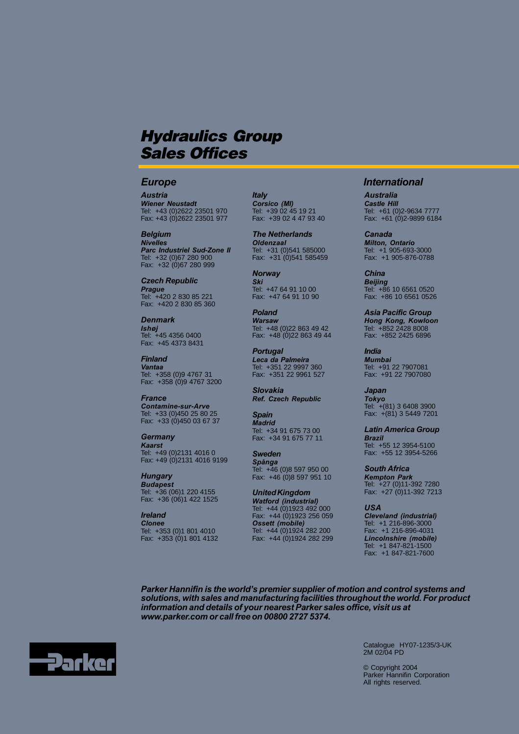# Hydraulics Group Sales Offices

## Europe

**Austria**
***Wiener Neustadt***
Tel: +43 (0)2622 23501 970
Fax: +43 (0)2622 23501 977

**Belgium**
***Nivelles***
***Parc Industriel Sud-Zone II***
Tel: +32 (0)67 280 900
Fax: +32 (0)67 280 999

**Czech Republic**
***Prague***
Tel: +420 2 830 85 221
Fax: +420 2 830 85 360

**Denmark**
***Ishøj***
Tel: +45 4356 0400
Fax: +45 4373 8431

**Finland**
***Vantaa***
Tel: +358 (0)9 4767 31
Fax: +358 (0)9 4767 3200

**France**
***Contamine-sur-Arve***
Tel: +33 (0)450 25 80 25
Fax: +33 (0)450 03 67 37

**Germany**
***Kaarst***
Tel: +49 (0)2131 4016 0
Fax: +49 (0)2131 4016 9199

**Hungary**
***Budapest***
Tel: +36 (06)1 220 4155
Fax: +36 (06)1 422 1525

**Ireland**
***Clonee***
Tel: +353 (0)1 801 4010
Fax: +353 (0)1 801 4132

**Italy**
***Corsico (MI)***
Tel: +39 02 45 19 21
Fax: +39 02 4 47 93 40

**The Netherlands**
***Oldenzaal***
Tel: +31 (0)541 585000
Fax: +31 (0)541 585459

**Norway**
***Ski***
Tel: +47 64 91 10 00
Fax: +47 64 91 10 90

**Poland**
***Warsaw***
Tel: +48 (0)22 863 49 42
Fax: +48 (0)22 863 49 44

**Portugal**
***Leca da Palmeira***
Tel: +351 22 9997 360
Fax: +351 22 9961 527

**Slovakia**
***Ref. Czech Republic***

**Spain**
***Madrid***
Tel: +34 91 675 73 00
Fax: +34 91 675 77 11

**Sweden**
***Spånga***
Tel: +46 (0)8 597 950 00
Fax: +46 (0)8 597 951 10

**United Kingdom**
***Watford (industrial)***
Tel: +44 (0)1923 492 000
Fax: +44 (0)1923 256 059
***Ossett (mobile)***
Tel: +44 (0)1924 282 200
Fax: +44 (0)1924 282 299

## International

**Australia**
***Castle Hill***
Tel: +61 (0)2-9634 7777
Fax: +61 (0)2-9899 6184

**Canada**
***Milton, Ontario***
Tel: +1 905-693-3000
Fax: +1 905-876-0788

**China**
***Beijing***
Tel: +86 10 6561 0520
Fax: +86 10 6561 0526

**Asia Pacific Group**
***Hong Kong, Kowloon***
Tel: +852 2428 8008
Fax: +852 2425 6896

**India**
***Mumbai***
Tel: +91 22 7907081
Fax: +91 22 7907080

**Japan**
***Tokyo***
Tel: +(81) 3 6408 3900
Fax: +(81) 3 5449 7201

**Latin America Group**
***Brazil***
Tel: +55 12 3954-5100
Fax: +55 12 3954-5266

**South Africa**
***Kempton Park***
Tel: +27 (0)11-392 7280
Fax: +27 (0)11-392 7213

**USA**
***Cleveland (industrial)***
Tel: +1 216-896-3000
Fax: +1 216-896-4031
***Lincolnshire (mobile)***
Tel: +1 847-821-1500
Fax: +1 847-821-7600

***Parker Hannifin is the world's premier supplier of motion and control systems and solutions, with sales and manufacturing facilities throughout the world. For product information and details of your nearest Parker sales office, visit us at www.parker.com or call free on 00800 2727 5374.***

Parker

Catalogue HY07-1235/3-UK
2M 02/04 PD

© Copyright 2004
Parker Hannifin Corporation
All rights reserved.